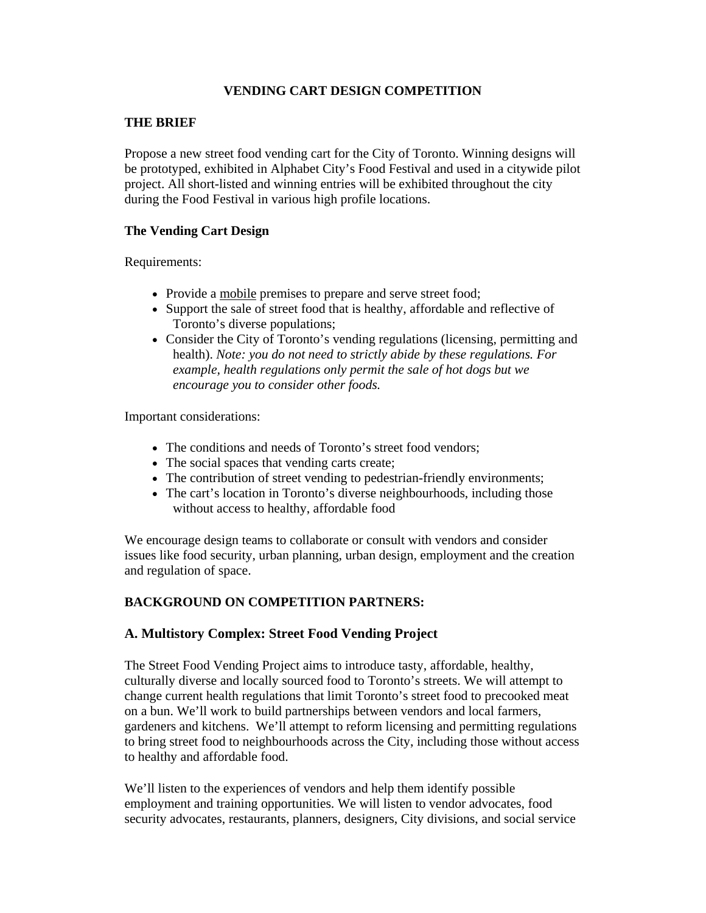# VENDING CART DESIGN COMPETITION

## THE BRIEF

Propose a new street food vending cart for the City of Toronto. Winning designs will be prototyped, exhibited in Alphabet City's Food Festival and used in a citywide pilot project. All short-listed and winning entries will be exhibited throughout the city during the Food Festival in various high profile locations.

### The Vending Cart Design

Requirements:

- Provide a <u>mobile</u> premises to prepare and serve street food;
- Support the sale of street food that is healthy, affordable and reflective of Toronto's diverse populations;
- Consider the City of Toronto's vending regulations (licensing, permitting and health). *Note: you do not need to strictly abide by these regulations. For example, health regulations only permit the sale of hot dogs but we encourage you to consider other foods.*

Important considerations:

- The conditions and needs of Toronto's street food vendors;
- The social spaces that vending carts create;
- The contribution of street vending to pedestrian-friendly environments;
- The cart's location in Toronto's diverse neighbourhoods, including those without access to healthy, affordable food

We encourage design teams to collaborate or consult with vendors and consider issues like food security, urban planning, urban design, employment and the creation and regulation of space.

## BACKGROUND ON COMPETITION PARTNERS:

### A. Multistory Complex: Street Food Vending Project

The Street Food Vending Project aims to introduce tasty, affordable, healthy, culturally diverse and locally sourced food to Toronto's streets. We will attempt to change current health regulations that limit Toronto's street food to precooked meat on a bun. We'll work to build partnerships between vendors and local farmers, gardeners and kitchens. We'll attempt to reform licensing and permitting regulations to bring street food to neighbourhoods across the City, including those without access to healthy and affordable food.

We'll listen to the experiences of vendors and help them identify possible employment and training opportunities. We will listen to vendor advocates, food security advocates, restaurants, planners, designers, City divisions, and social service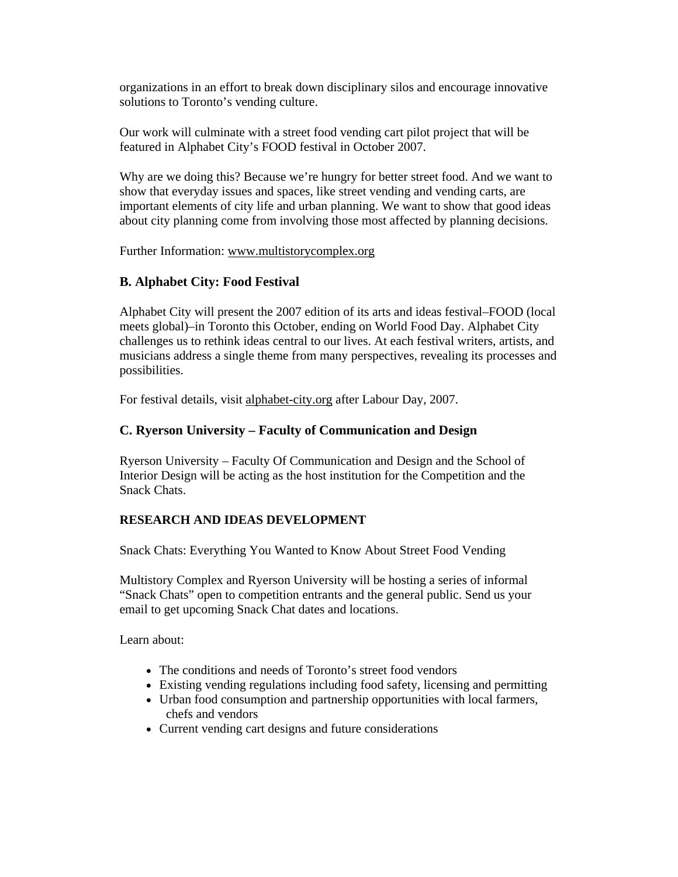organizations in an effort to break down disciplinary silos and encourage innovative solutions to Toronto's vending culture.

Our work will culminate with a street food vending cart pilot project that will be featured in Alphabet City's FOOD festival in October 2007.

Why are we doing this? Because we're hungry for better street food. And we want to show that everyday issues and spaces, like street vending and vending carts, are important elements of city life and urban planning. We want to show that good ideas about city planning come from involving those most affected by planning decisions.

Further Information: www.multistorycomplex.org

### B. Alphabet City: Food Festival

Alphabet City will present the 2007 edition of its arts and ideas festival–FOOD (local meets global)–in Toronto this October, ending on World Food Day. Alphabet City challenges us to rethink ideas central to our lives. At each festival writers, artists, and musicians address a single theme from many perspectives, revealing its processes and possibilities.

For festival details, visit alphabet-city.org after Labour Day, 2007.

### C. Ryerson University – Faculty of Communication and Design

Ryerson University – Faculty Of Communication and Design and the School of Interior Design will be acting as the host institution for the Competition and the Snack Chats.

## RESEARCH AND IDEAS DEVELOPMENT

Snack Chats: Everything You Wanted to Know About Street Food Vending

Multistory Complex and Ryerson University will be hosting a series of informal "Snack Chats" open to competition entrants and the general public. Send us your email to get upcoming Snack Chat dates and locations.

Learn about:

- The conditions and needs of Toronto's street food vendors
- Existing vending regulations including food safety, licensing and permitting
- Urban food consumption and partnership opportunities with local farmers, chefs and vendors
- Current vending cart designs and future considerations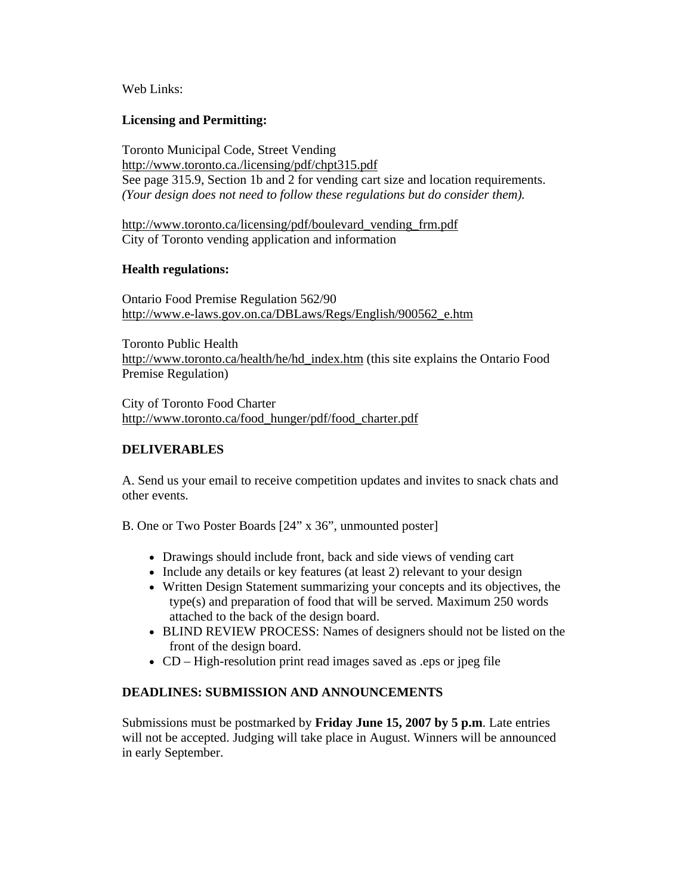Web Links:

**Licensing and Permitting:**

Toronto Municipal Code, Street Vending
http://www.toronto.ca./licensing/pdf/chpt315.pdf
See page 315.9, Section 1b and 2 for vending cart size and location requirements.
*(Your design does not need to follow these regulations but do consider them).*

http://www.toronto.ca/licensing/pdf/boulevard_vending_frm.pdf
City of Toronto vending application and information

**Health regulations:**

Ontario Food Premise Regulation 562/90
http://www.e-laws.gov.on.ca/DBLaws/Regs/English/900562_e.htm

Toronto Public Health
http://www.toronto.ca/health/he/hd_index.htm (this site explains the Ontario Food Premise Regulation)

City of Toronto Food Charter
http://www.toronto.ca/food_hunger/pdf/food_charter.pdf

## DELIVERABLES

A. Send us your email to receive competition updates and invites to snack chats and other events.

B. One or Two Poster Boards [24" x 36", unmounted poster]

- Drawings should include front, back and side views of vending cart
- Include any details or key features (at least 2) relevant to your design
- Written Design Statement summarizing your concepts and its objectives, the type(s) and preparation of food that will be served. Maximum 250 words attached to the back of the design board.
- BLIND REVIEW PROCESS: Names of designers should not be listed on the front of the design board.
- CD – High-resolution print read images saved as .eps or jpeg file

## DEADLINES: SUBMISSION AND ANNOUNCEMENTS

Submissions must be postmarked by **Friday June 15, 2007 by 5 p.m**. Late entries will not be accepted. Judging will take place in August. Winners will be announced in early September.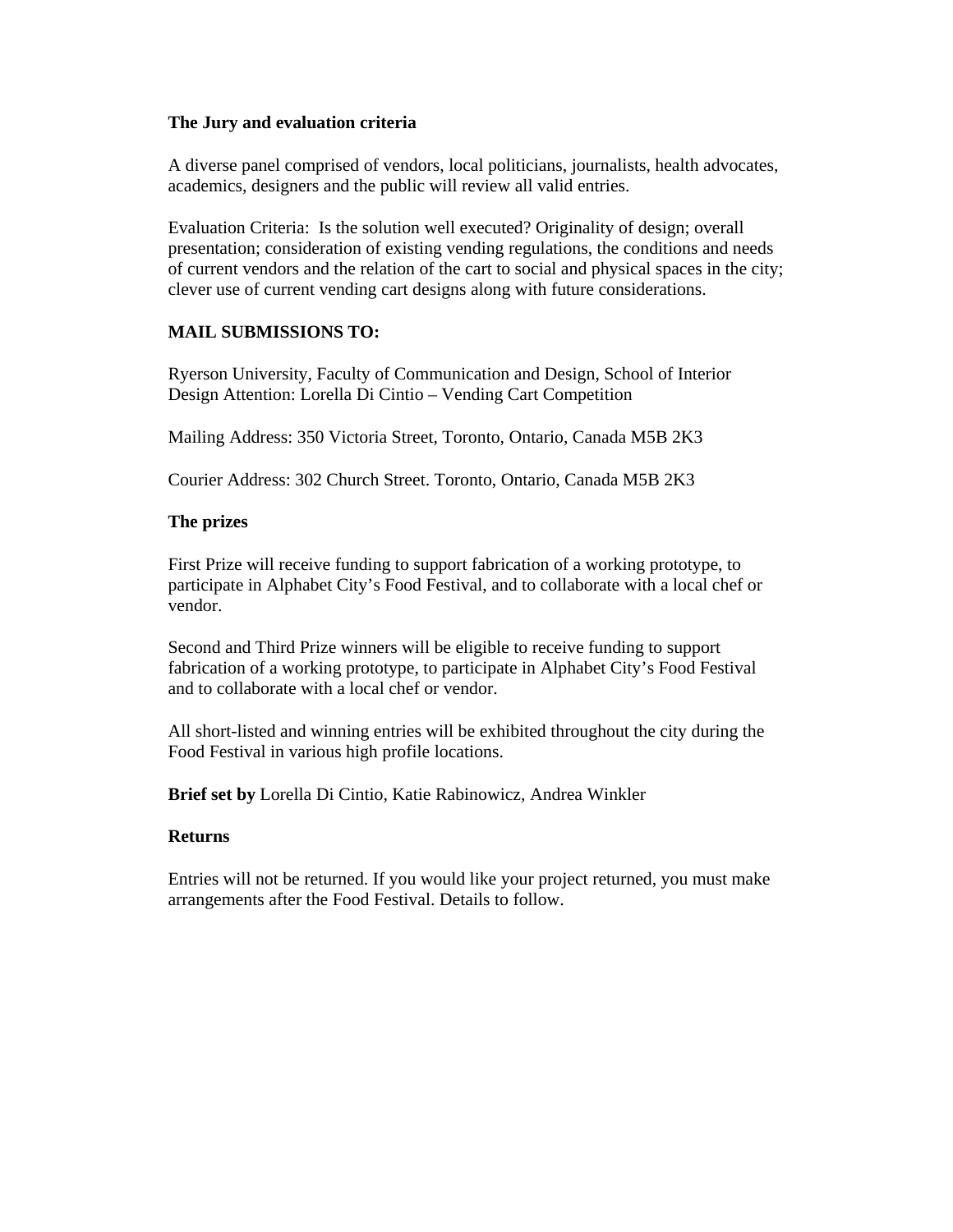**The Jury and evaluation criteria**

A diverse panel comprised of vendors, local politicians, journalists, health advocates, academics, designers and the public will review all valid entries.

Evaluation Criteria: Is the solution well executed? Originality of design; overall presentation; consideration of existing vending regulations, the conditions and needs of current vendors and the relation of the cart to social and physical spaces in the city; clever use of current vending cart designs along with future considerations.

**MAIL SUBMISSIONS TO:**

Ryerson University, Faculty of Communication and Design, School of Interior Design Attention: Lorella Di Cintio – Vending Cart Competition

Mailing Address: 350 Victoria Street, Toronto, Ontario, Canada M5B 2K3

Courier Address: 302 Church Street. Toronto, Ontario, Canada M5B 2K3

**The prizes**

First Prize will receive funding to support fabrication of a working prototype, to participate in Alphabet City's Food Festival, and to collaborate with a local chef or vendor.

Second and Third Prize winners will be eligible to receive funding to support fabrication of a working prototype, to participate in Alphabet City's Food Festival and to collaborate with a local chef or vendor.

All short-listed and winning entries will be exhibited throughout the city during the Food Festival in various high profile locations.

**Brief set by** Lorella Di Cintio, Katie Rabinowicz, Andrea Winkler

**Returns**

Entries will not be returned. If you would like your project returned, you must make arrangements after the Food Festival. Details to follow.